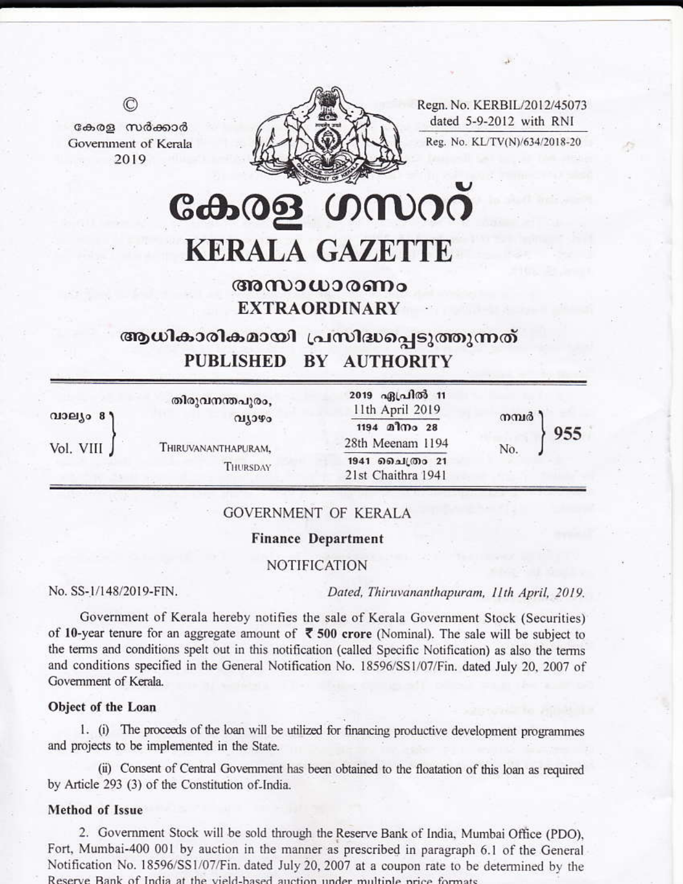©

കേരള സർക്കാർ
Government of Kerala
2019

Regn. No. KERBIL/2012/45073
dated 5-9-2012 with RNI

Reg. No. KL/TV(N)/634/2018-20

# കേരള ഗസറ്റ്
# KERALA GAZETTE

## അസാധാരണം
## EXTRAORDINARY

### ആധികാരികമായി പ്രസിദ്ധപ്പെടുത്തുന്നത്
### PUBLISHED BY AUTHORITY

| | | | |
|---|---|---|---|
| വാല്യം 8 / Vol. VIII | തിരുവനന്തപുരം, വ്യാഴം / THIRUVANANTHAPURAM, THURSDAY | 2019 ഏപ്രിൽ 11 / 11th April 2019 / 1194 മീനം 28 / 28th Meenam 1194 / 1941 ചൈത്രം 21 / 21st Chaithra 1941 | നമ്പർ / No. 955 |

GOVERNMENT OF KERALA

**Finance Department**

NOTIFICATION

No. SS-1/148/2019-FIN. *Dated, Thiruvananthapuram, 11th April, 2019.*

Government of Kerala hereby notifies the sale of Kerala Government Stock (Securities) of **10**-year tenure for an aggregate amount of **₹ 500 crore** (Nominal). The sale will be subject to the terms and conditions spelt out in this notification (called Specific Notification) as also the terms and conditions specified in the General Notification No. 18596/SS1/07/Fin. dated July 20, 2007 of Government of Kerala.

**Object of the Loan**

1. (i) The proceeds of the loan will be utilized for financing productive development programmes and projects to be implemented in the State.

(ii) Consent of Central Government has been obtained to the floatation of this loan as required by Article 293 (3) of the Constitution of India.

**Method of Issue**

2. Government Stock will be sold through the Reserve Bank of India, Mumbai Office (PDO), Fort, Mumbai-400 001 by auction in the manner as prescribed in paragraph 6.1 of the General Notification No. 18596/SS1/07/Fin. dated July 20, 2007 at a coupon rate to be determined by the Reserve Bank of India at the yield-based auction under multiple price formats.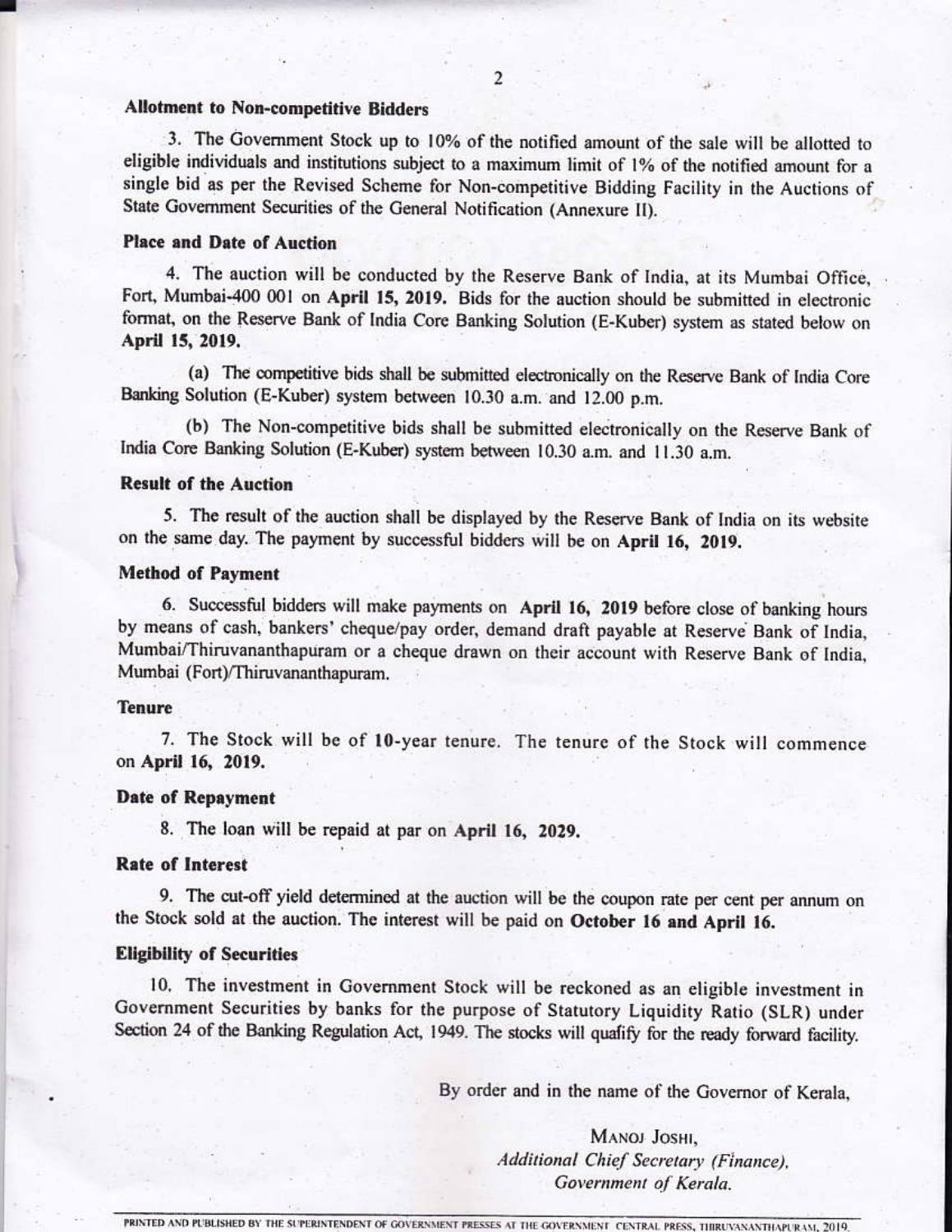### Allotment to Non-competitive Bidders

3. The Government Stock up to 10% of the notified amount of the sale will be allotted to eligible individuals and institutions subject to a maximum limit of 1% of the notified amount for a single bid as per the Revised Scheme for Non-competitive Bidding Facility in the Auctions of State Government Securities of the General Notification (Annexure II).

### Place and Date of Auction

4. The auction will be conducted by the Reserve Bank of India, at its Mumbai Office, Fort, Mumbai-400 001 on **April 15, 2019.** Bids for the auction should be submitted in electronic format, on the Reserve Bank of India Core Banking Solution (E-Kuber) system as stated below on **April 15, 2019.**

(a) The competitive bids shall be submitted electronically on the Reserve Bank of India Core Banking Solution (E-Kuber) system between 10.30 a.m. and 12.00 p.m.

(b) The Non-competitive bids shall be submitted electronically on the Reserve Bank of India Core Banking Solution (E-Kuber) system between 10.30 a.m. and 11.30 a.m.

### Result of the Auction

5. The result of the auction shall be displayed by the Reserve Bank of India on its website on the same day. The payment by successful bidders will be on **April 16, 2019.**

### Method of Payment

6. Successful bidders will make payments on **April 16, 2019** before close of banking hours by means of cash, bankers' cheque/pay order, demand draft payable at Reserve Bank of India, Mumbai/Thiruvananthapuram or a cheque drawn on their account with Reserve Bank of India, Mumbai (Fort)/Thiruvananthapuram.

### Tenure

7. The Stock will be of **10**-year tenure. The tenure of the Stock will commence on **April 16, 2019.**

### Date of Repayment

8. The loan will be repaid at par on **April 16, 2029.**

### Rate of Interest

9. The cut-off yield determined at the auction will be the coupon rate per cent per annum on the Stock sold at the auction. The interest will be paid on **October 16 and April 16.**

### Eligibility of Securities

10. The investment in Government Stock will be reckoned as an eligible investment in Government Securities by banks for the purpose of Statutory Liquidity Ratio (SLR) under Section 24 of the Banking Regulation Act, 1949. The stocks will qualify for the ready forward facility.

By order and in the name of the Governor of Kerala,

MANOJ JOSHI,
*Additional Chief Secretary (Finance),*
*Government of Kerala.*

PRINTED AND PUBLISHED BY THE SUPERINTENDENT OF GOVERNMENT PRESSES AT THE GOVERNMENT CENTRAL PRESS, THIRUVANANTHAPURAM, 2019.